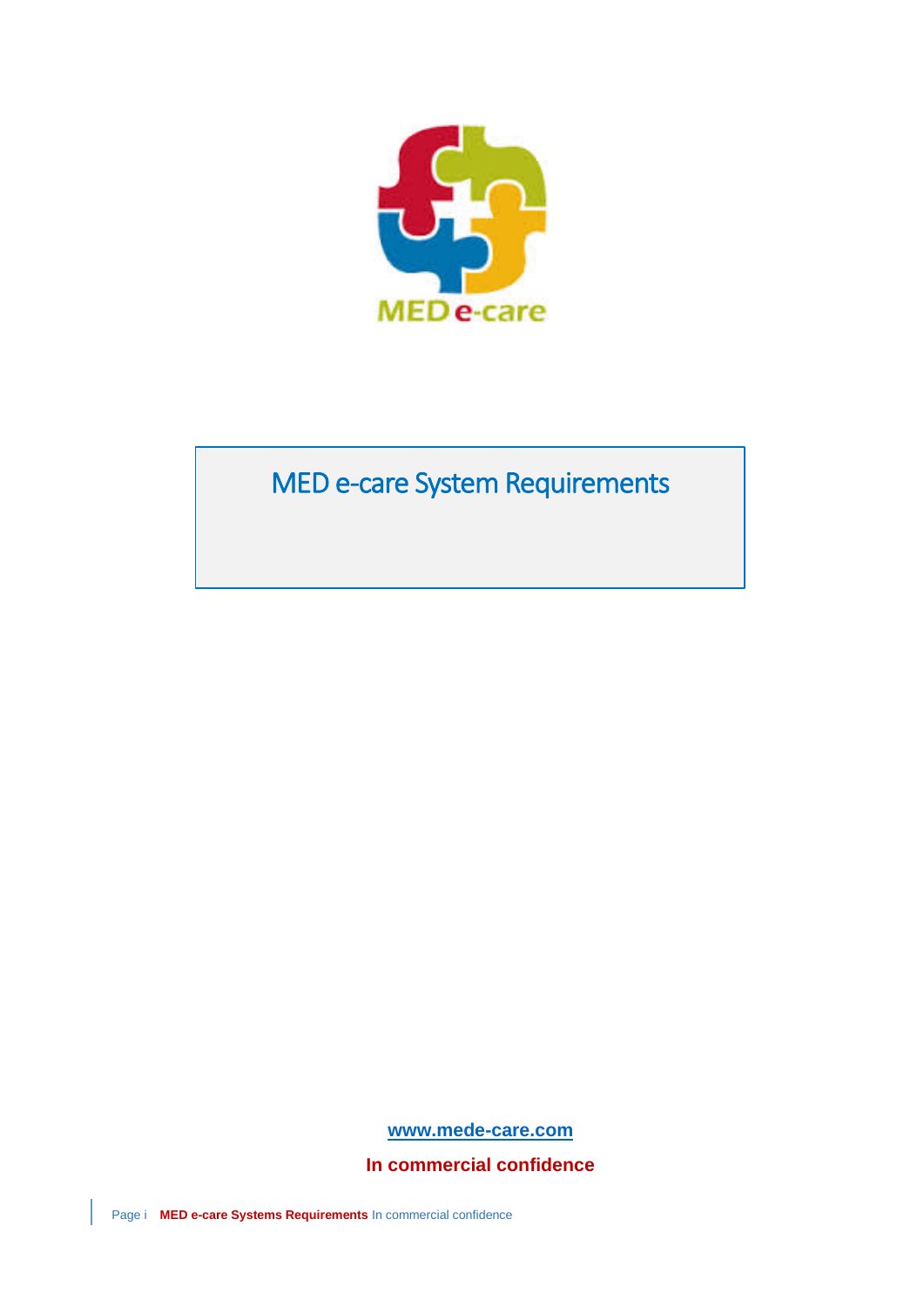MED e-care

# MED e-care System Requirements

**www.mede-care.com**

**In commercial confidence**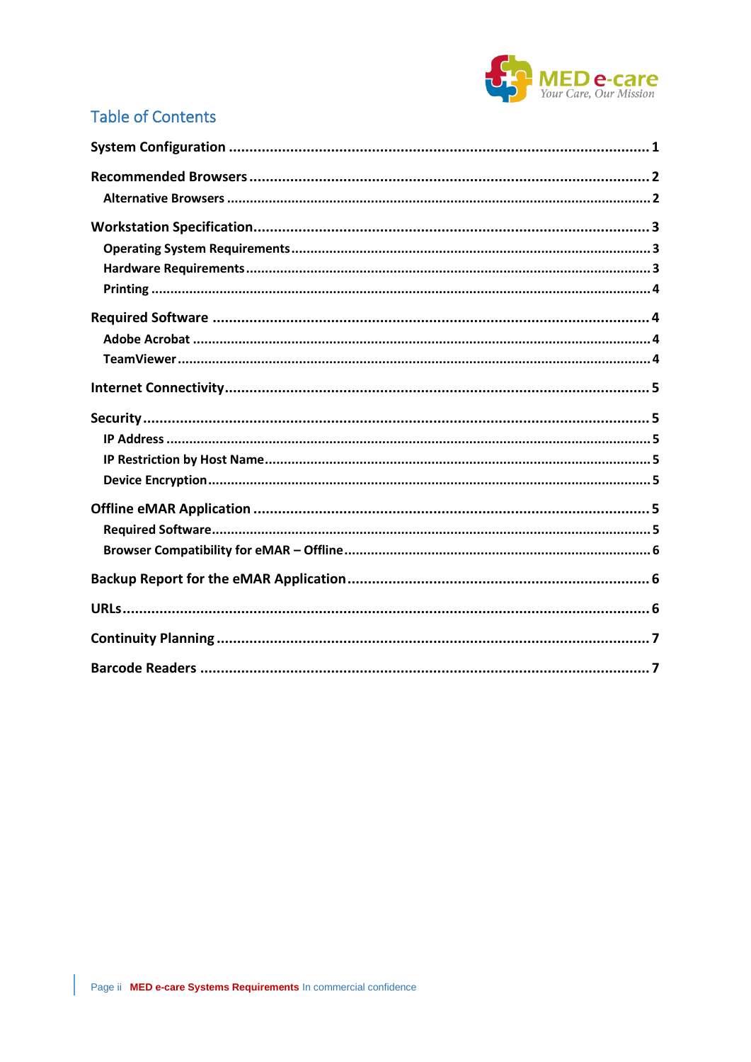# Table of Contents

**System Configuration** ..................................................... 1

**Recommended Browsers** ..................................................... 2

- **Alternative Browsers** ..................................................... 2

**Workstation Specification** ..................................................... 3

- **Operating System Requirements** ..................................................... 3
- **Hardware Requirements** ..................................................... 3
- **Printing** ..................................................... 4

**Required Software** ..................................................... 4

- **Adobe Acrobat** ..................................................... 4
- **TeamViewer** ..................................................... 4

**Internet Connectivity** ..................................................... 5

**Security** ..................................................... 5

- **IP Address** ..................................................... 5
- **IP Restriction by Host Name** ..................................................... 5
- **Device Encryption** ..................................................... 5

**Offline eMAR Application** ..................................................... 5

- **Required Software** ..................................................... 5
- **Browser Compatibility for eMAR – Offline** ..................................................... 6

**Backup Report for the eMAR Application** ..................................................... 6

**URLs** ..................................................... 6

**Continuity Planning** ..................................................... 7

**Barcode Readers** ..................................................... 7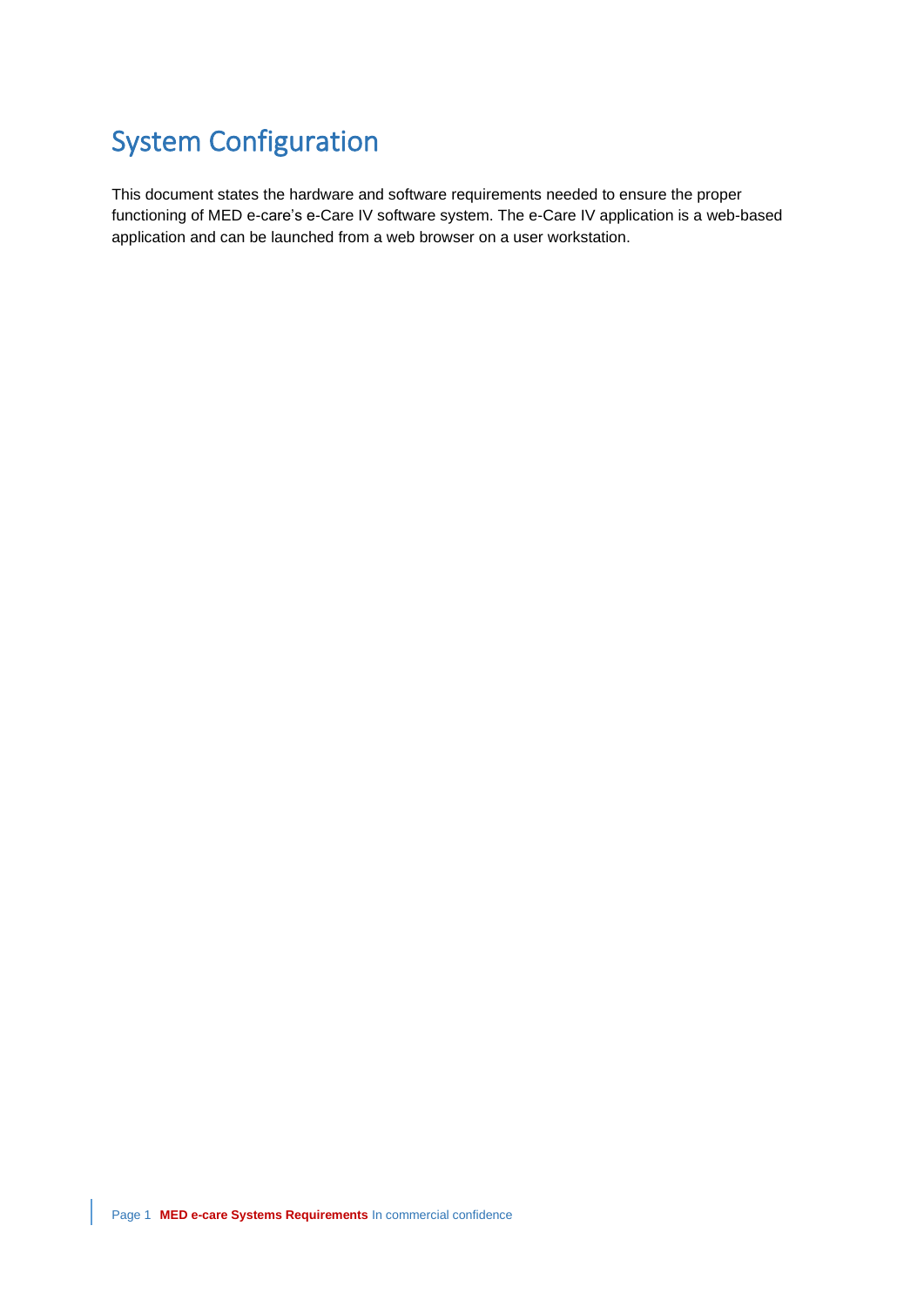# System Configuration

This document states the hardware and software requirements needed to ensure the proper functioning of MED e-care's e-Care IV software system. The e-Care IV application is a web-based application and can be launched from a web browser on a user workstation.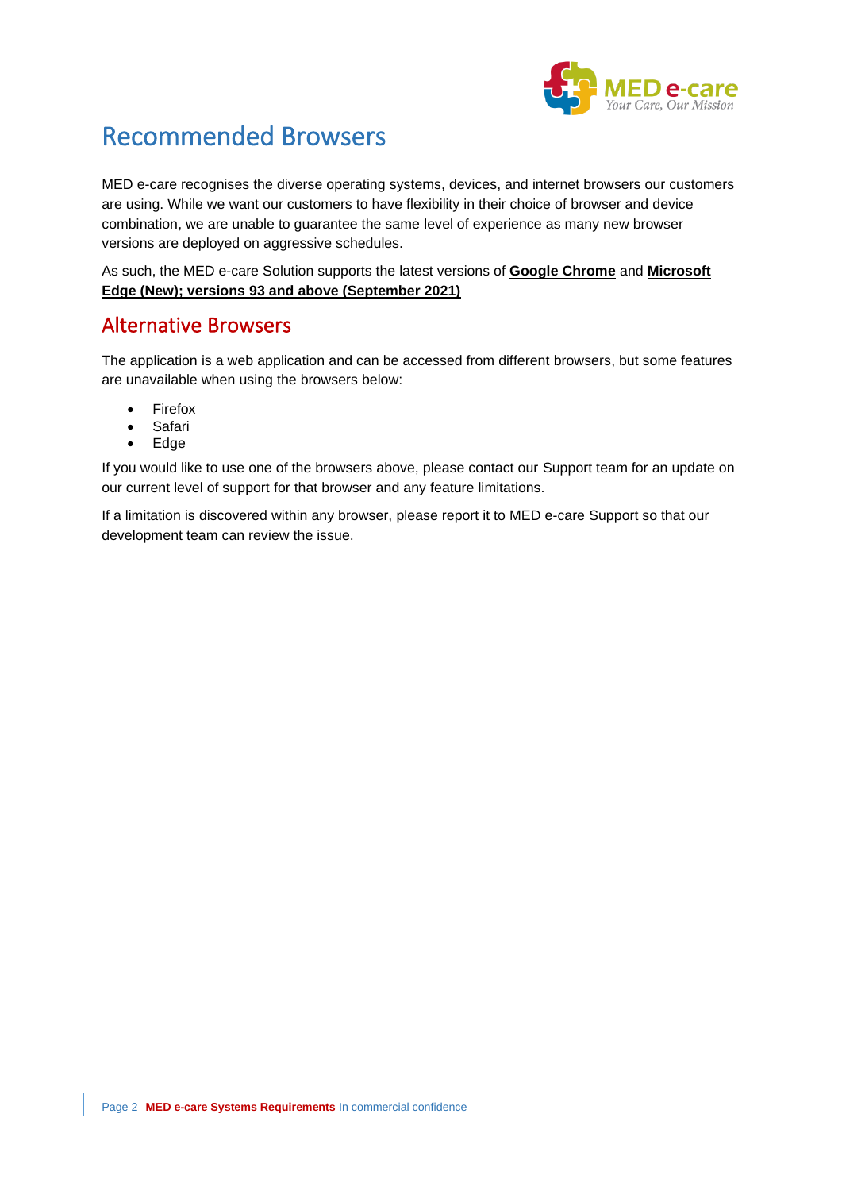# Recommended Browsers

MED e-care recognises the diverse operating systems, devices, and internet browsers our customers are using. While we want our customers to have flexibility in their choice of browser and device combination, we are unable to guarantee the same level of experience as many new browser versions are deployed on aggressive schedules.

As such, the MED e-care Solution supports the latest versions of **Google Chrome** and **Microsoft Edge (New); versions 93 and above (September 2021)**

## Alternative Browsers

The application is a web application and can be accessed from different browsers, but some features are unavailable when using the browsers below:

- Firefox
- Safari
- Edge

If you would like to use one of the browsers above, please contact our Support team for an update on our current level of support for that browser and any feature limitations.

If a limitation is discovered within any browser, please report it to MED e-care Support so that our development team can review the issue.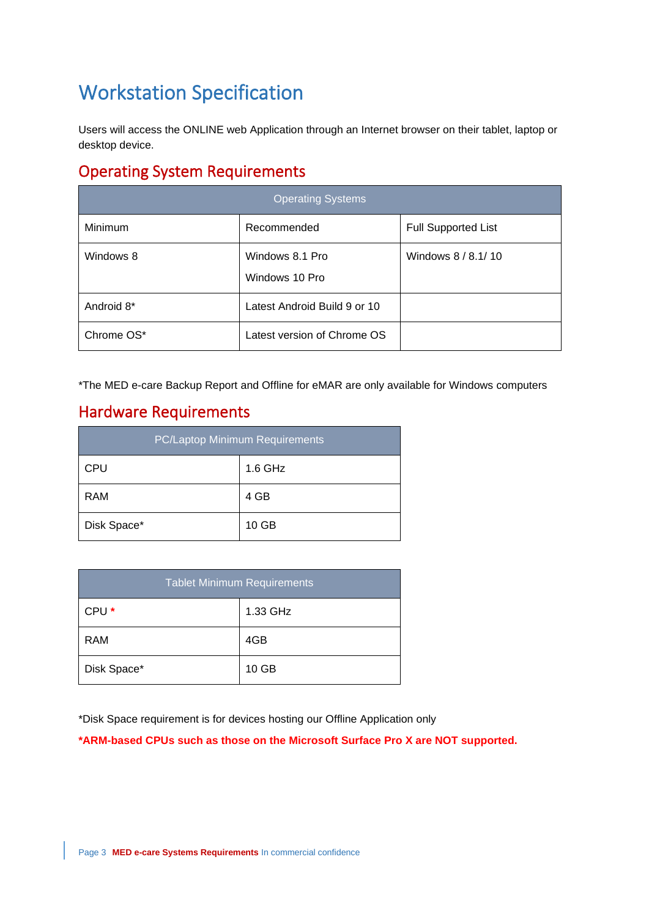# Workstation Specification

Users will access the ONLINE web Application through an Internet browser on their tablet, laptop or desktop device.

## Operating System Requirements

| Operating Systems | | |
|---|---|---|
| Minimum | Recommended | Full Supported List |
| Windows 8 | Windows 8.1 Pro<br>Windows 10 Pro | Windows 8 / 8.1/ 10 |
| Android 8* | Latest Android Build 9 or 10 | |
| Chrome OS* | Latest version of Chrome OS | |

*The MED e-care Backup Report and Offline for eMAR are only available for Windows computers

## Hardware Requirements

| PC/Laptop Minimum Requirements | |
|---|---|
| CPU | 1.6 GHz |
| RAM | 4 GB |
| Disk Space* | 10 GB |

| Tablet Minimum Requirements | |
|---|---|
| CPU * | 1.33 GHz |
| RAM | 4GB |
| Disk Space* | 10 GB |

*Disk Space requirement is for devices hosting our Offline Application only

**\*ARM-based CPUs such as those on the Microsoft Surface Pro X are NOT supported.**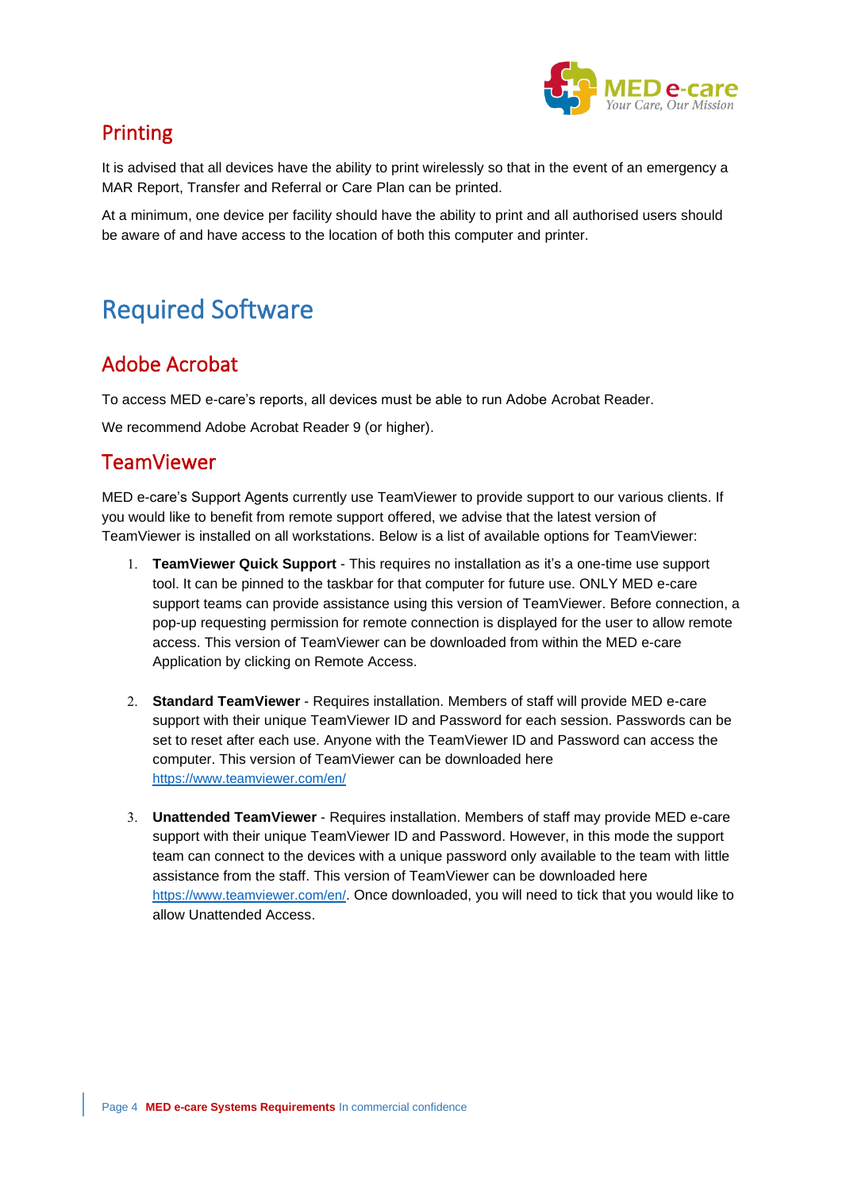## Printing

It is advised that all devices have the ability to print wirelessly so that in the event of an emergency a MAR Report, Transfer and Referral or Care Plan can be printed.

At a minimum, one device per facility should have the ability to print and all authorised users should be aware of and have access to the location of both this computer and printer.

# Required Software

## Adobe Acrobat

To access MED e-care's reports, all devices must be able to run Adobe Acrobat Reader.

We recommend Adobe Acrobat Reader 9 (or higher).

## TeamViewer

MED e-care's Support Agents currently use TeamViewer to provide support to our various clients. If you would like to benefit from remote support offered, we advise that the latest version of TeamViewer is installed on all workstations. Below is a list of available options for TeamViewer:

1. **TeamViewer Quick Support** - This requires no installation as it's a one-time use support tool. It can be pinned to the taskbar for that computer for future use. ONLY MED e-care support teams can provide assistance using this version of TeamViewer. Before connection, a pop-up requesting permission for remote connection is displayed for the user to allow remote access. This version of TeamViewer can be downloaded from within the MED e-care Application by clicking on Remote Access.

2. **Standard TeamViewer** - Requires installation. Members of staff will provide MED e-care support with their unique TeamViewer ID and Password for each session. Passwords can be set to reset after each use. Anyone with the TeamViewer ID and Password can access the computer. This version of TeamViewer can be downloaded here https://www.teamviewer.com/en/

3. **Unattended TeamViewer** - Requires installation. Members of staff may provide MED e-care support with their unique TeamViewer ID and Password. However, in this mode the support team can connect to the devices with a unique password only available to the team with little assistance from the staff. This version of TeamViewer can be downloaded here https://www.teamviewer.com/en/. Once downloaded, you will need to tick that you would like to allow Unattended Access.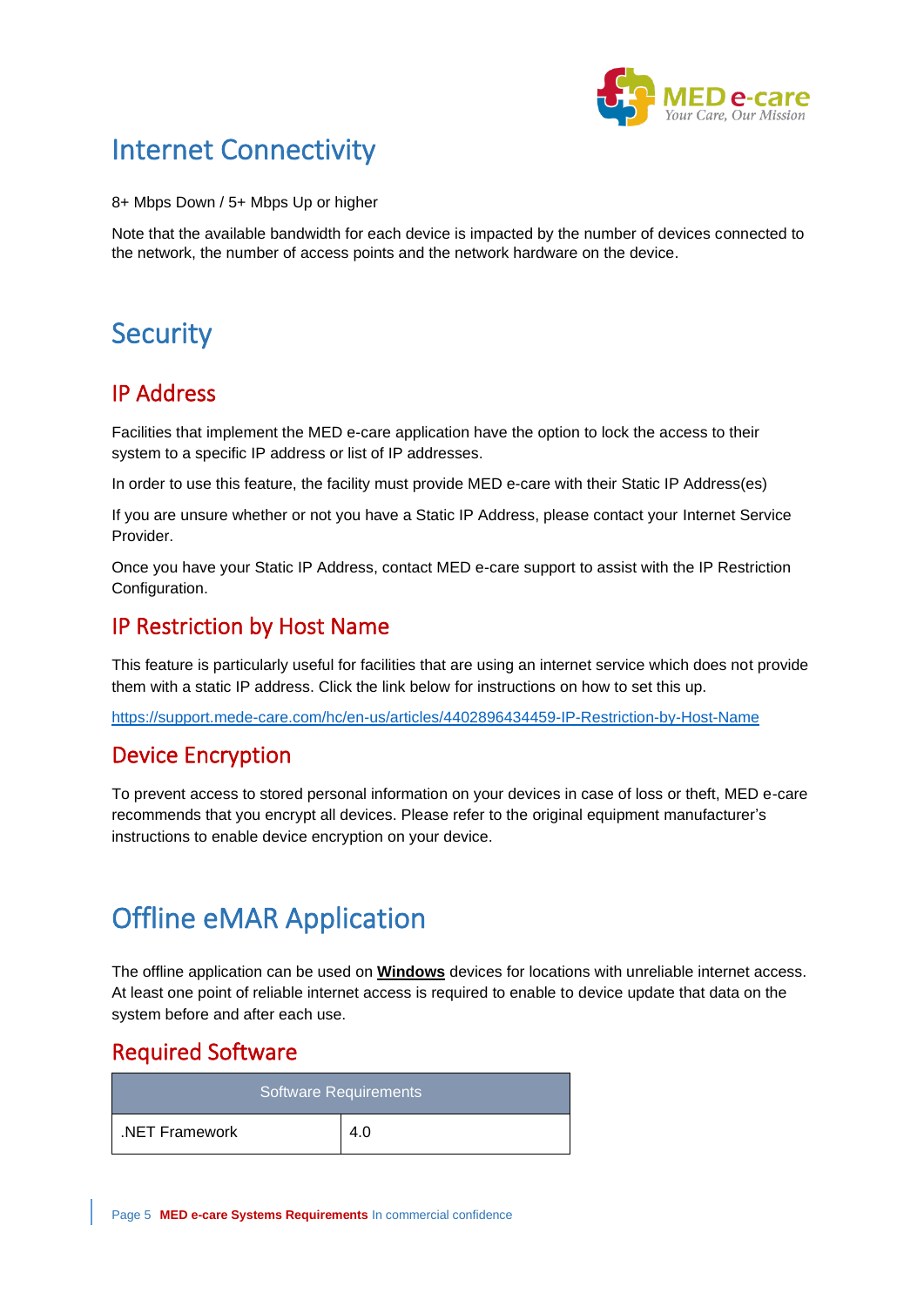# Internet Connectivity

8+ Mbps Down / 5+ Mbps Up or higher

Note that the available bandwidth for each device is impacted by the number of devices connected to the network, the number of access points and the network hardware on the device.

# Security

## IP Address

Facilities that implement the MED e-care application have the option to lock the access to their system to a specific IP address or list of IP addresses.

In order to use this feature, the facility must provide MED e-care with their Static IP Address(es)

If you are unsure whether or not you have a Static IP Address, please contact your Internet Service Provider.

Once you have your Static IP Address, contact MED e-care support to assist with the IP Restriction Configuration.

## IP Restriction by Host Name

This feature is particularly useful for facilities that are using an internet service which does not provide them with a static IP address. Click the link below for instructions on how to set this up.

https://support.mede-care.com/hc/en-us/articles/4402896434459-IP-Restriction-by-Host-Name

## Device Encryption

To prevent access to stored personal information on your devices in case of loss or theft, MED e-care recommends that you encrypt all devices. Please refer to the original equipment manufacturer's instructions to enable device encryption on your device.

# Offline eMAR Application

The offline application can be used on **Windows** devices for locations with unreliable internet access. At least one point of reliable internet access is required to enable to device update that data on the system before and after each use.

## Required Software

| Software Requirements | |
|---|---|
| .NET Framework | 4.0 |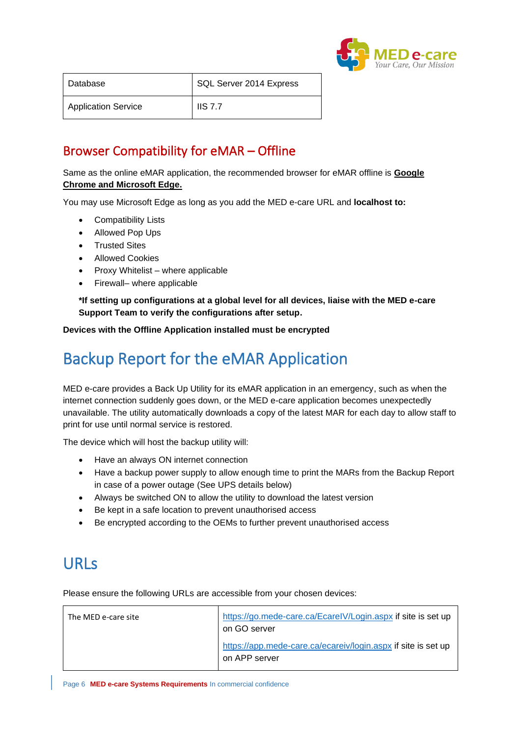| | |
|---|---|
| Database | SQL Server 2014 Express |
| Application Service | IIS 7.7 |

## Browser Compatibility for eMAR – Offline

Same as the online eMAR application, the recommended browser for eMAR offline is **Google Chrome and Microsoft Edge.**

You may use Microsoft Edge as long as you add the MED e-care URL and **localhost to:**

- Compatibility Lists
- Allowed Pop Ups
- Trusted Sites
- Allowed Cookies
- Proxy Whitelist – where applicable
- Firewall– where applicable

**\*If setting up configurations at a global level for all devices, liaise with the MED e-care Support Team to verify the configurations after setup.**

**Devices with the Offline Application installed must be encrypted**

# Backup Report for the eMAR Application

MED e-care provides a Back Up Utility for its eMAR application in an emergency, such as when the internet connection suddenly goes down, or the MED e-care application becomes unexpectedly unavailable. The utility automatically downloads a copy of the latest MAR for each day to allow staff to print for use until normal service is restored.

The device which will host the backup utility will:

- Have an always ON internet connection
- Have a backup power supply to allow enough time to print the MARs from the Backup Report in case of a power outage (See UPS details below)
- Always be switched ON to allow the utility to download the latest version
- Be kept in a safe location to prevent unauthorised access
- Be encrypted according to the OEMs to further prevent unauthorised access

# URLs

Please ensure the following URLs are accessible from your chosen devices:

| | |
|---|---|
| The MED e-care site | https://go.mede-care.ca/EcareIV/Login.aspx if site is set up on GO server<br><br>https://app.mede-care.ca/ecareiv/login.aspx if site is set up on APP server |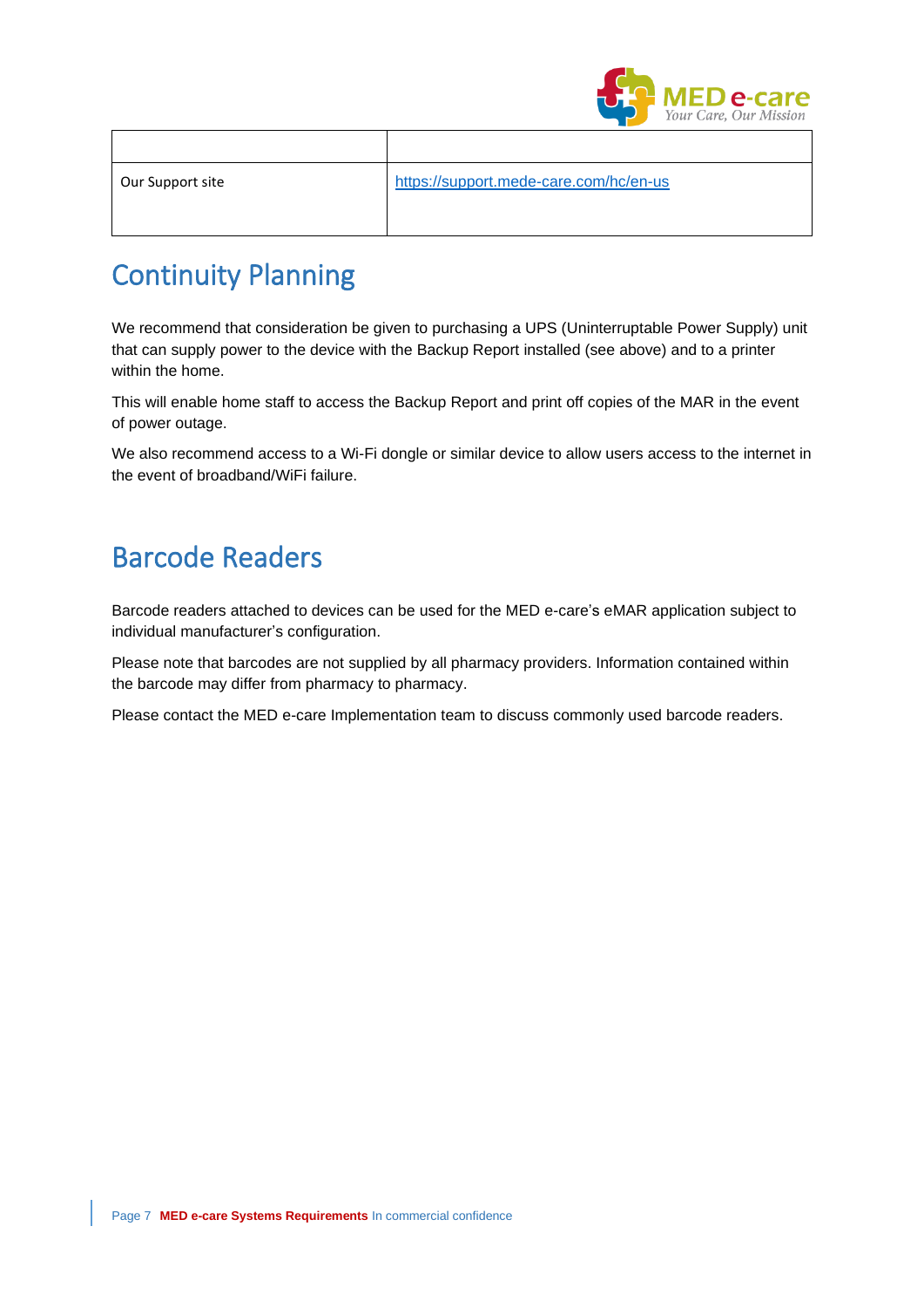| | |
|---|---|
| Our Support site | https://support.mede-care.com/hc/en-us |

## Continuity Planning

We recommend that consideration be given to purchasing a UPS (Uninterruptable Power Supply) unit that can supply power to the device with the Backup Report installed (see above) and to a printer within the home.

This will enable home staff to access the Backup Report and print off copies of the MAR in the event of power outage.

We also recommend access to a Wi-Fi dongle or similar device to allow users access to the internet in the event of broadband/WiFi failure.

## Barcode Readers

Barcode readers attached to devices can be used for the MED e-care's eMAR application subject to individual manufacturer's configuration.

Please note that barcodes are not supplied by all pharmacy providers. Information contained within the barcode may differ from pharmacy to pharmacy.

Please contact the MED e-care Implementation team to discuss commonly used barcode readers.